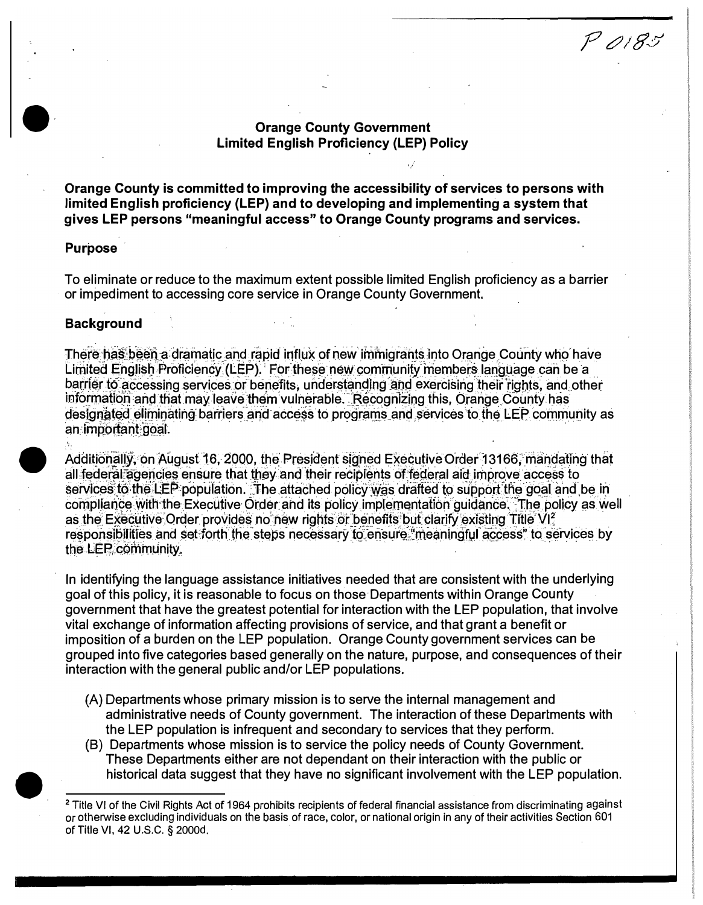P 0185

## Orange County Government
## Limited English Proficiency (LEP) Policy

**Orange County is committed to improving the accessibility of services to persons with limited English proficiency (LEP) and to developing and implementing a system that gives LEP persons "meaningful access" to Orange County programs and services.**

### Purpose

To eliminate or reduce to the maximum extent possible limited English proficiency as a barrier or impediment to accessing core service in Orange County Government.

### Background

There has been a dramatic and rapid influx of new immigrants into Orange County who have Limited English Proficiency (LEP). For these new community members language can be a barrier to accessing services or benefits, understanding and exercising their rights, and other information and that may leave them vulnerable. Recognizing this, Orange County has designated eliminating barriers and access to programs and services to the LEP community as an important goal.

Additionally, on August 16, 2000, the President signed Executive Order 13166, mandating that all federal agencies ensure that they and their recipients of federal aid improve access to services to the LEP population. The attached policy was drafted to support the goal and be in compliance with the Executive Order and its policy implementation guidance. The policy as well as the Executive Order provides no new rights or benefits but clarify existing Title VI[2] responsibilities and set forth the steps necessary to ensure "meaningful access" to services by the LEP community.

In identifying the language assistance initiatives needed that are consistent with the underlying goal of this policy, it is reasonable to focus on those Departments within Orange County government that have the greatest potential for interaction with the LEP population, that involve vital exchange of information affecting provisions of service, and that grant a benefit or imposition of a burden on the LEP population. Orange County government services can be grouped into five categories based generally on the nature, purpose, and consequences of their interaction with the general public and/or LEP populations.

(A) Departments whose primary mission is to serve the internal management and administrative needs of County government. The interaction of these Departments with the LEP population is infrequent and secondary to services that they perform.

(B) Departments whose mission is to service the policy needs of County Government. These Departments either are not dependant on their interaction with the public or historical data suggest that they have no significant involvement with the LEP population.

---

[2] Title VI of the Civil Rights Act of 1964 prohibits recipients of federal financial assistance from discriminating against or otherwise excluding individuals on the basis of race, color, or national origin in any of their activities Section 601 of Title VI, 42 U.S.C. § 2000d.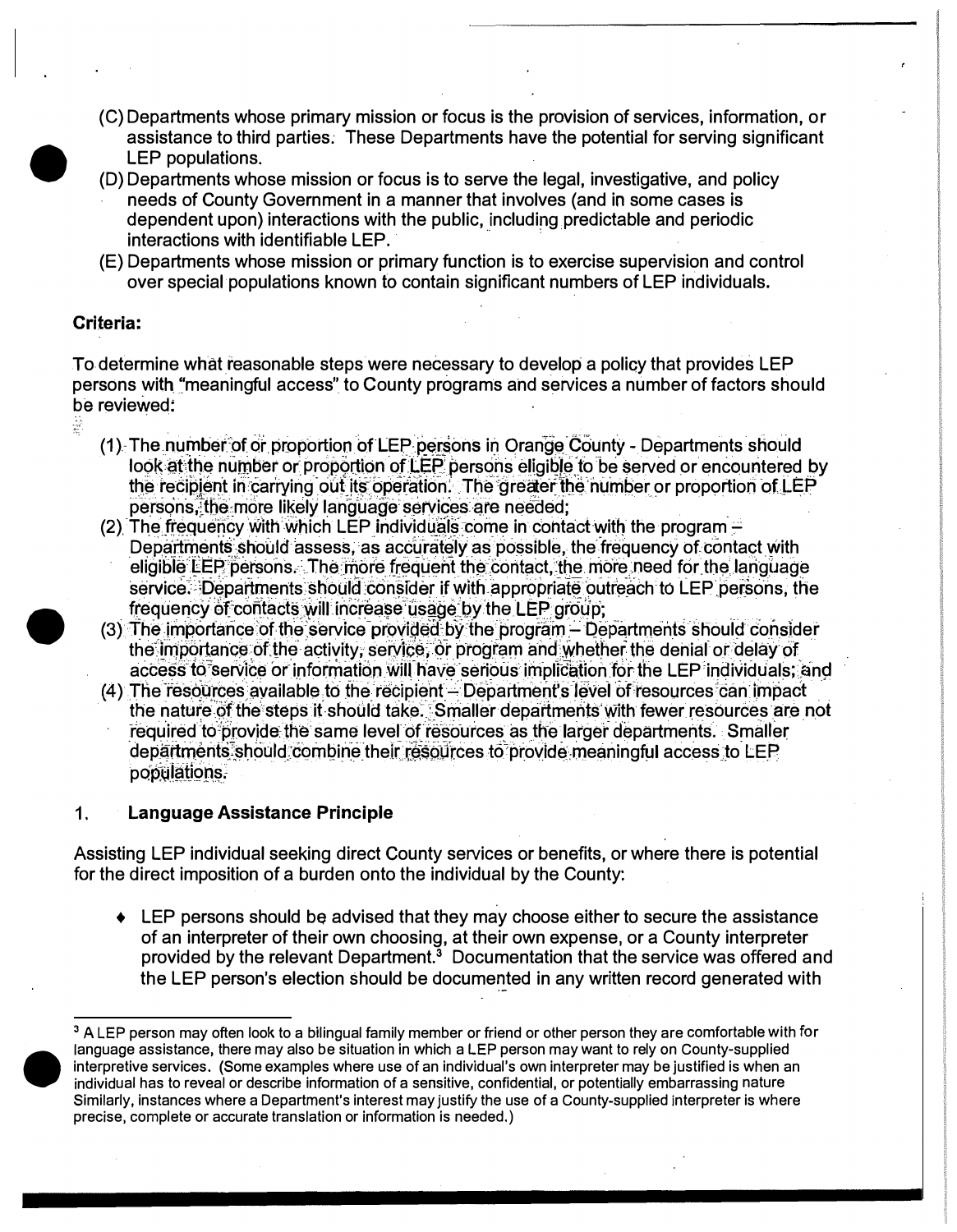(C) Departments whose primary mission or focus is the provision of services, information, or assistance to third parties. These Departments have the potential for serving significant LEP populations.

(D) Departments whose mission or focus is to serve the legal, investigative, and policy needs of County Government in a manner that involves (and in some cases is dependent upon) interactions with the public, including predictable and periodic interactions with identifiable LEP.

(E) Departments whose mission or primary function is to exercise supervision and control over special populations known to contain significant numbers of LEP individuals.

**Criteria:**

To determine what reasonable steps were necessary to develop a policy that provides LEP persons with "meaningful access" to County programs and services a number of factors should be reviewed:

(1) The number of or proportion of LEP persons in Orange County - Departments should look at the number or proportion of LEP persons eligible to be served or encountered by the recipient in carrying out its operation. The greater the number or proportion of LEP persons, the more likely language services are needed;

(2) The frequency with which LEP individuals come in contact with the program – Departments should assess, as accurately as possible, the frequency of contact with eligible LEP persons. The more frequent the contact, the more need for the language service. Departments should consider if with appropriate outreach to LEP persons, the frequency of contacts will increase usage by the LEP group;

(3) The importance of the service provided by the program – Departments should consider the importance of the activity, service, or program and whether the denial or delay of access to service or information will have serious implication for the LEP individuals; and

(4) The resources available to the recipient – Department's level of resources can impact the nature of the steps it should take. Smaller departments with fewer resources are not required to provide the same level of resources as the larger departments. Smaller departments should combine their resources to provide meaningful access to LEP populations.

## 1. Language Assistance Principle

Assisting LEP individual seeking direct County services or benefits, or where there is potential for the direct imposition of a burden onto the individual by the County:

- LEP persons should be advised that they may choose either to secure the assistance of an interpreter of their own choosing, at their own expense, or a County interpreter provided by the relevant Department.[3] Documentation that the service was offered and the LEP person's election should be documented in any written record generated with

[3] A LEP person may often look to a bilingual family member or friend or other person they are comfortable with for language assistance, there may also be situation in which a LEP person may want to rely on County-supplied interpretive services. (Some examples where use of an individual's own interpreter may be justified is when an individual has to reveal or describe information of a sensitive, confidential, or potentially embarrassing nature Similarly, instances where a Department's interest may justify the use of a County-supplied interpreter is where precise, complete or accurate translation or information is needed.)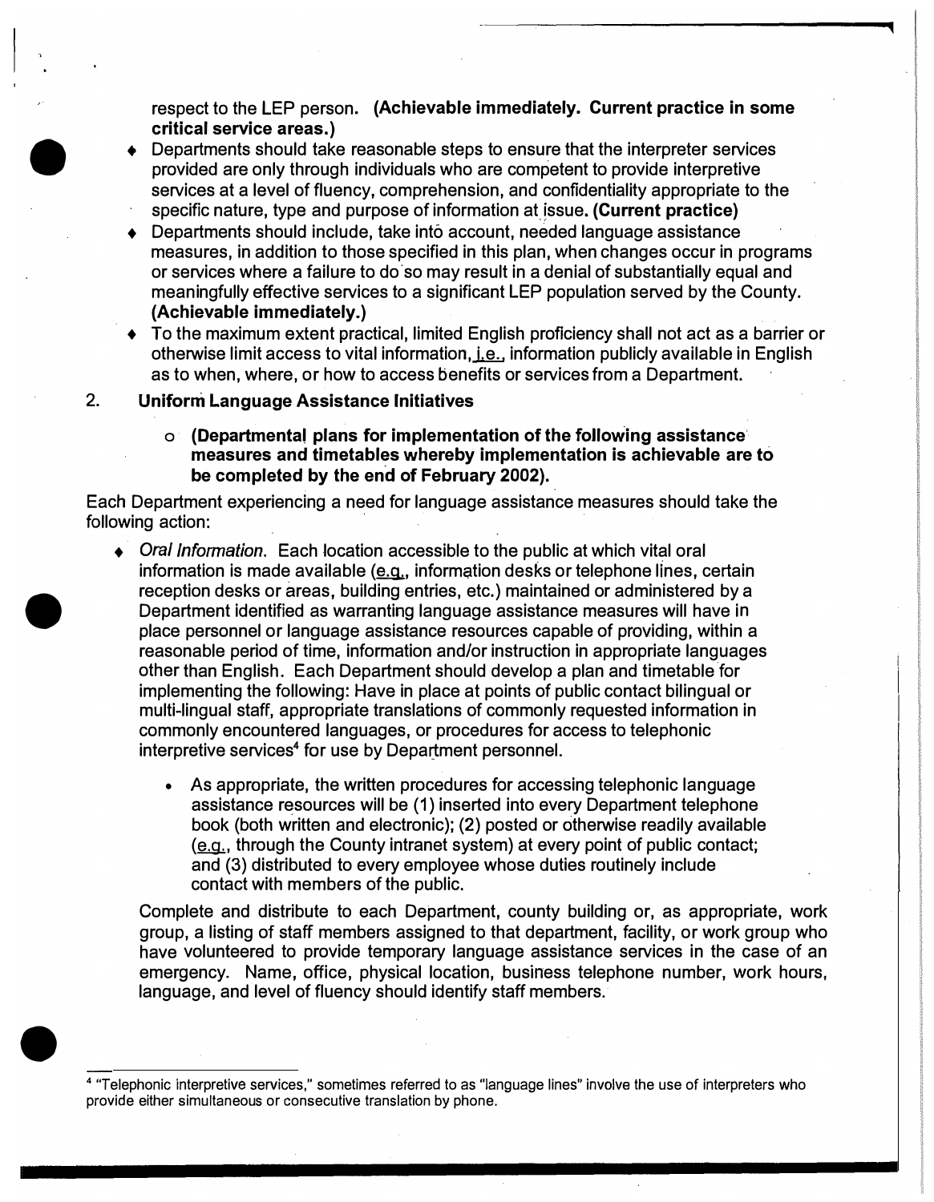respect to the LEP person. **(Achievable immediately. Current practice in some critical service areas.)**

- Departments should take reasonable steps to ensure that the interpreter services provided are only through individuals who are competent to provide interpretive services at a level of fluency, comprehension, and confidentiality appropriate to the specific nature, type and purpose of information at issue. **(Current practice)**
- Departments should include, take into account, needed language assistance measures, in addition to those specified in this plan, when changes occur in programs or services where a failure to do so may result in a denial of substantially equal and meaningfully effective services to a significant LEP population served by the County. **(Achievable immediately.)**
- To the maximum extent practical, limited English proficiency shall not act as a barrier or otherwise limit access to vital information, i.e., information publicly available in English as to when, where, or how to access benefits or services from a Department.

2. **Uniform Language Assistance Initiatives**

    - **(Departmental plans for implementation of the following assistance measures and timetables whereby implementation is achievable are to be completed by the end of February 2002).**

Each Department experiencing a need for language assistance measures should take the following action:

- *Oral Information.* Each location accessible to the public at which vital oral information is made available (e.g., information desks or telephone lines, certain reception desks or areas, building entries, etc.) maintained or administered by a Department identified as warranting language assistance measures will have in place personnel or language assistance resources capable of providing, within a reasonable period of time, information and/or instruction in appropriate languages other than English. Each Department should develop a plan and timetable for implementing the following: Have in place at points of public contact bilingual or multi-lingual staff, appropriate translations of commonly requested information in commonly encountered languages, or procedures for access to telephonic interpretive services[4] for use by Department personnel.

    - As appropriate, the written procedures for accessing telephonic language assistance resources will be (1) inserted into every Department telephone book (both written and electronic); (2) posted or otherwise readily available (e.g., through the County intranet system) at every point of public contact; and (3) distributed to every employee whose duties routinely include contact with members of the public.

  Complete and distribute to each Department, county building or, as appropriate, work group, a listing of staff members assigned to that department, facility, or work group who have volunteered to provide temporary language assistance services in the case of an emergency. Name, office, physical location, business telephone number, work hours, language, and level of fluency should identify staff members.

---

[4] "Telephonic interpretive services," sometimes referred to as "language lines" involve the use of interpreters who provide either simultaneous or consecutive translation by phone.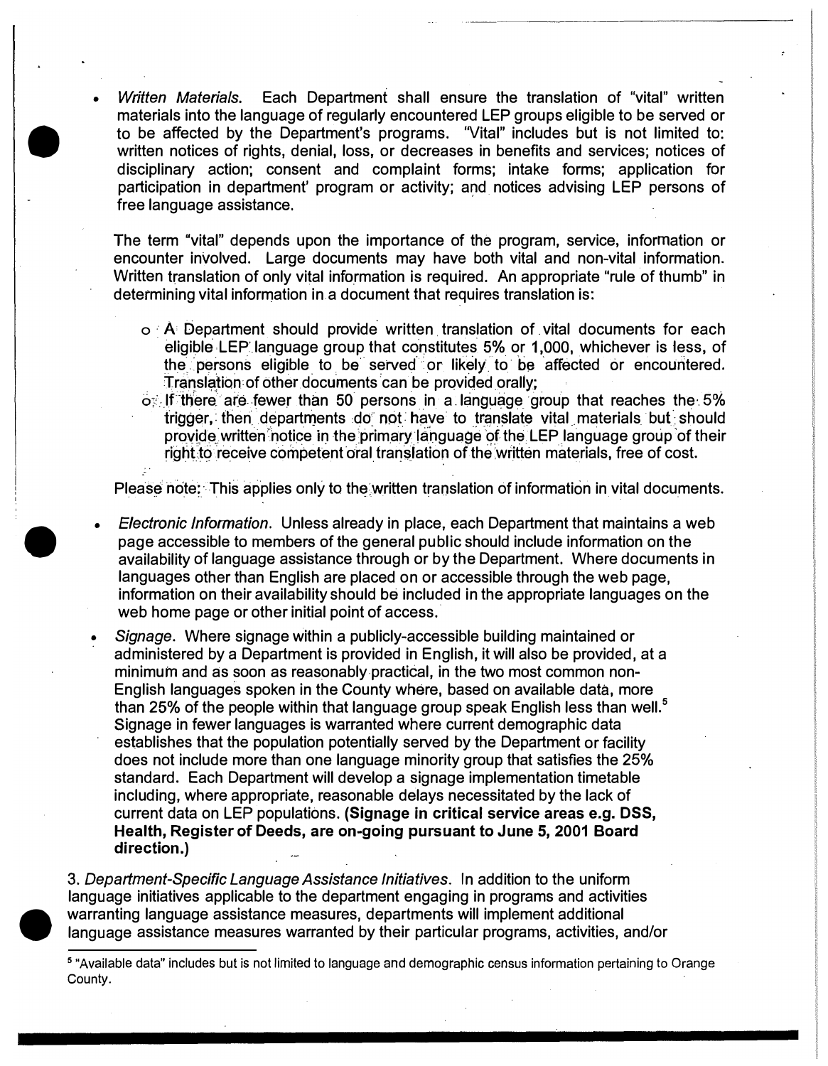- *Written Materials.* Each Department shall ensure the translation of "vital" written materials into the language of regularly encountered LEP groups eligible to be served or to be affected by the Department's programs. "Vital" includes but is not limited to: written notices of rights, denial, loss, or decreases in benefits and services; notices of disciplinary action; consent and complaint forms; intake forms; application for participation in department' program or activity; and notices advising LEP persons of free language assistance.

  The term "vital" depends upon the importance of the program, service, information or encounter involved. Large documents may have both vital and non-vital information. Written translation of only vital information is required. An appropriate "rule of thumb" in determining vital information in a document that requires translation is:

  - A Department should provide written translation of vital documents for each eligible LEP language group that constitutes 5% or 1,000, whichever is less, of the persons eligible to be served or likely to be affected or encountered. Translation of other documents can be provided orally;
  - If there are fewer than 50 persons in a language group that reaches the 5% trigger, then departments do not have to translate vital materials but should provide written notice in the primary language of the LEP language group of their right to receive competent oral translation of the written materials, free of cost.

  Please note: This applies only to the written translation of information in vital documents.

- *Electronic Information.* Unless already in place, each Department that maintains a web page accessible to members of the general public should include information on the availability of language assistance through or by the Department. Where documents in languages other than English are placed on or accessible through the web page, information on their availability should be included in the appropriate languages on the web home page or other initial point of access.

- *Signage.* Where signage within a publicly-accessible building maintained or administered by a Department is provided in English, it will also be provided, at a minimum and as soon as reasonably practical, in the two most common non-English languages spoken in the County where, based on available data, more than 25% of the people within that language group speak English less than well.[5] Signage in fewer languages is warranted where current demographic data establishes that the population potentially served by the Department or facility does not include more than one language minority group that satisfies the 25% standard. Each Department will develop a signage implementation timetable including, where appropriate, reasonable delays necessitated by the lack of current data on LEP populations. **(Signage in critical service areas e.g. DSS, Health, Register of Deeds, are on-going pursuant to June 5, 2001 Board direction.)**

3. *Department-Specific Language Assistance Initiatives.* In addition to the uniform language initiatives applicable to the department engaging in programs and activities warranting language assistance measures, departments will implement additional language assistance measures warranted by their particular programs, activities, and/or

---

[5] "Available data" includes but is not limited to language and demographic census information pertaining to Orange County.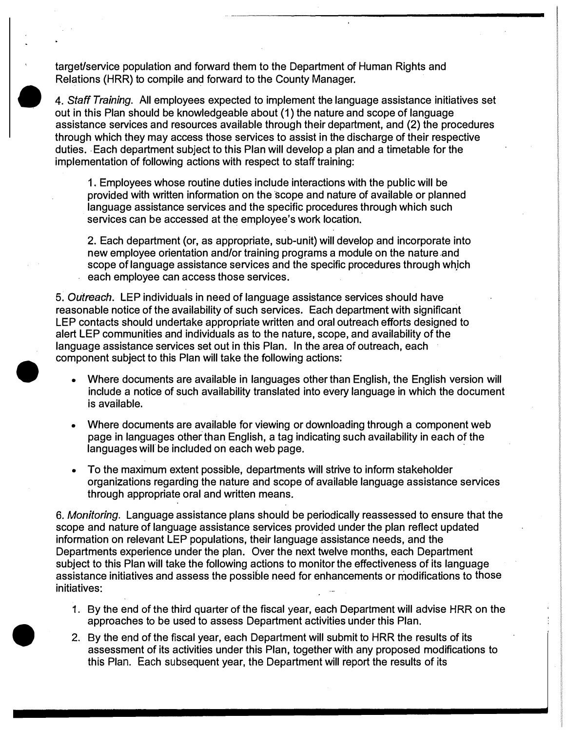target/service population and forward them to the Department of Human Rights and Relations (HRR) to compile and forward to the County Manager.

4. *Staff Training.* All employees expected to implement the language assistance initiatives set out in this Plan should be knowledgeable about (1) the nature and scope of language assistance services and resources available through their department, and (2) the procedures through which they may access those services to assist in the discharge of their respective duties. Each department subject to this Plan will develop a plan and a timetable for the implementation of following actions with respect to staff training:

   1. Employees whose routine duties include interactions with the public will be provided with written information on the scope and nature of available or planned language assistance services and the specific procedures through which such services can be accessed at the employee's work location.

   2. Each department (or, as appropriate, sub-unit) will develop and incorporate into new employee orientation and/or training programs a module on the nature and scope of language assistance services and the specific procedures through which each employee can access those services.

5. *Outreach.* LEP individuals in need of language assistance services should have reasonable notice of the availability of such services. Each department with significant LEP contacts should undertake appropriate written and oral outreach efforts designed to alert LEP communities and individuals as to the nature, scope, and availability of the language assistance services set out in this Plan. In the area of outreach, each component subject to this Plan will take the following actions:

- Where documents are available in languages other than English, the English version will include a notice of such availability translated into every language in which the document is available.
- Where documents are available for viewing or downloading through a component web page in languages other than English, a tag indicating such availability in each of the languages will be included on each web page.
- To the maximum extent possible, departments will strive to inform stakeholder organizations regarding the nature and scope of available language assistance services through appropriate oral and written means.

6. *Monitoring.* Language assistance plans should be periodically reassessed to ensure that the scope and nature of language assistance services provided under the plan reflect updated information on relevant LEP populations, their language assistance needs, and the Departments experience under the plan. Over the next twelve months, each Department subject to this Plan will take the following actions to monitor the effectiveness of its language assistance initiatives and assess the possible need for enhancements or modifications to those initiatives:

   1. By the end of the third quarter of the fiscal year, each Department will advise HRR on the approaches to be used to assess Department activities under this Plan.
   2. By the end of the fiscal year, each Department will submit to HRR the results of its assessment of its activities under this Plan, together with any proposed modifications to this Plan. Each subsequent year, the Department will report the results of its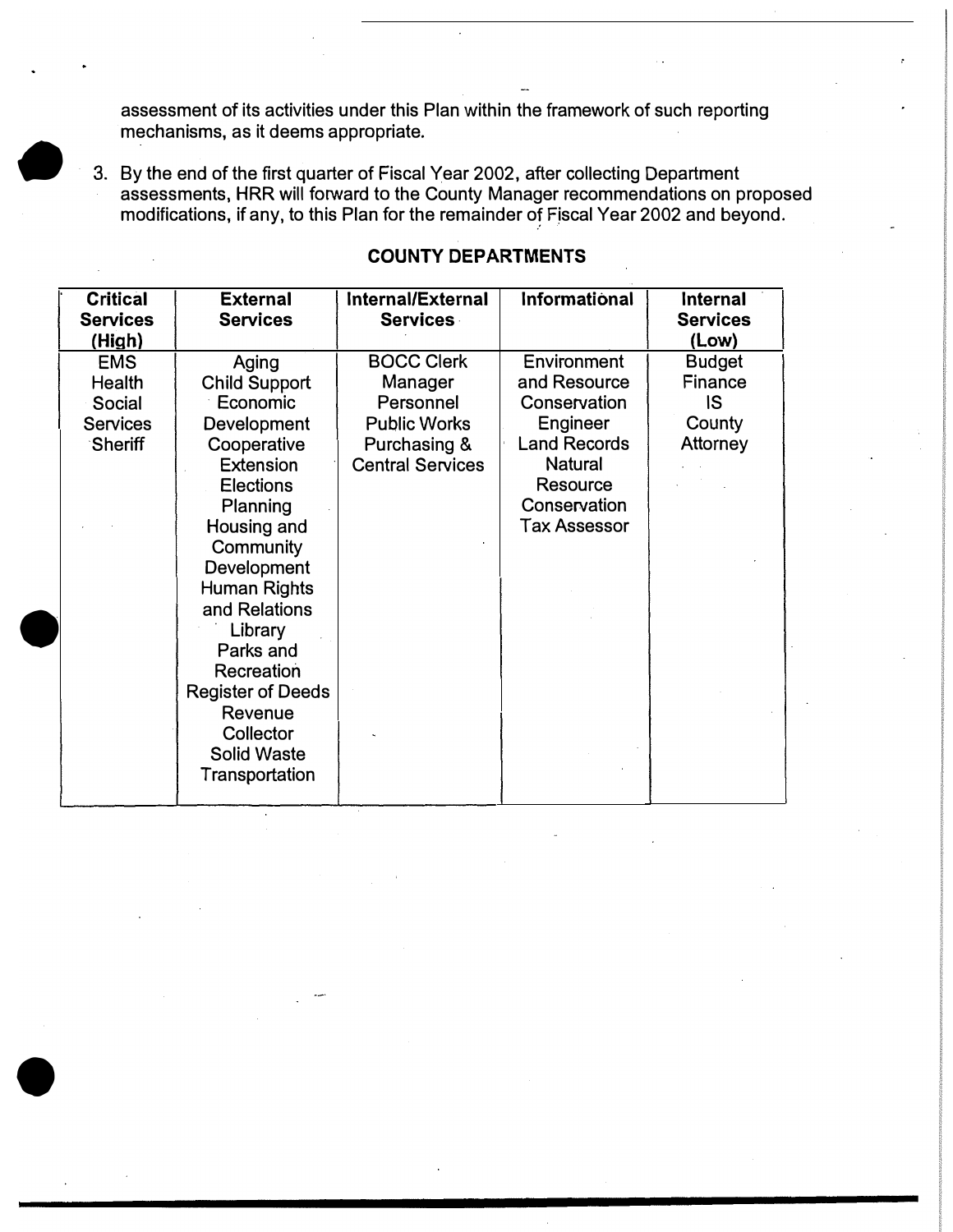assessment of its activities under this Plan within the framework of such reporting mechanisms, as it deems appropriate.

3. By the end of the first quarter of Fiscal Year 2002, after collecting Department assessments, HRR will forward to the County Manager recommendations on proposed modifications, if any, to this Plan for the remainder of Fiscal Year 2002 and beyond.

## COUNTY DEPARTMENTS

| Critical Services (High) | External Services | Internal/External Services | Informational | Internal Services (Low) |
|---|---|---|---|---|
| EMS<br>Health<br>Social Services<br>Sheriff | Aging<br>Child Support<br>Economic Development<br>Cooperative Extension<br>Elections<br>Planning<br>Housing and Community Development<br>Human Rights and Relations<br>Library<br>Parks and Recreation<br>Register of Deeds<br>Revenue Collector<br>Solid Waste<br>Transportation | BOCC Clerk<br>Manager<br>Personnel<br>Public Works<br>Purchasing & Central Services | Environment and Resource Conservation<br>Engineer<br>Land Records<br>Natural Resource Conservation<br>Tax Assessor | Budget<br>Finance<br>IS<br>County Attorney |